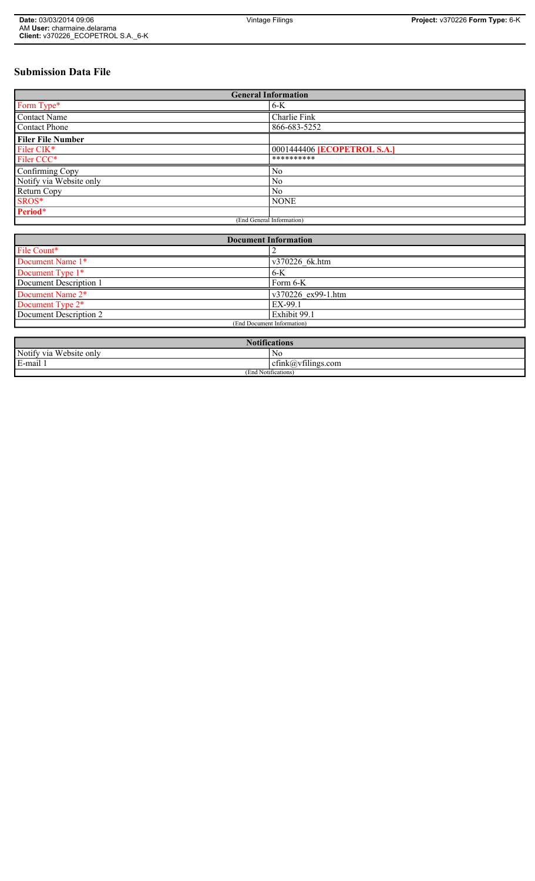# Submission Data File

| General Information | |
|---|---|
| Form Type* | 6-K |
| Contact Name | Charlie Fink |
| Contact Phone | 866-683-5252 |
| **Filer File Number** | |
| Filer CIK* | 0001444406 **[ECOPETROL S.A.]** |
| Filer CCC* | ********** |
| Confirming Copy | No |
| Notify via Website only | No |
| Return Copy | No |
| SROS* | NONE |
| **Period*** | |
| (End General Information) | |

| Document Information | |
|---|---|
| File Count* | 2 |
| Document Name 1* | v370226_6k.htm |
| Document Type 1* | 6-K |
| Document Description 1 | Form 6-K |
| Document Name 2* | v370226_ex99-1.htm |
| Document Type 2* | EX-99.1 |
| Document Description 2 | Exhibit 99.1 |
| (End Document Information) | |

| Notifications | |
|---|---|
| Notify via Website only | No |
| E-mail 1 | cfink@vfilings.com |
| (End Notifications) | |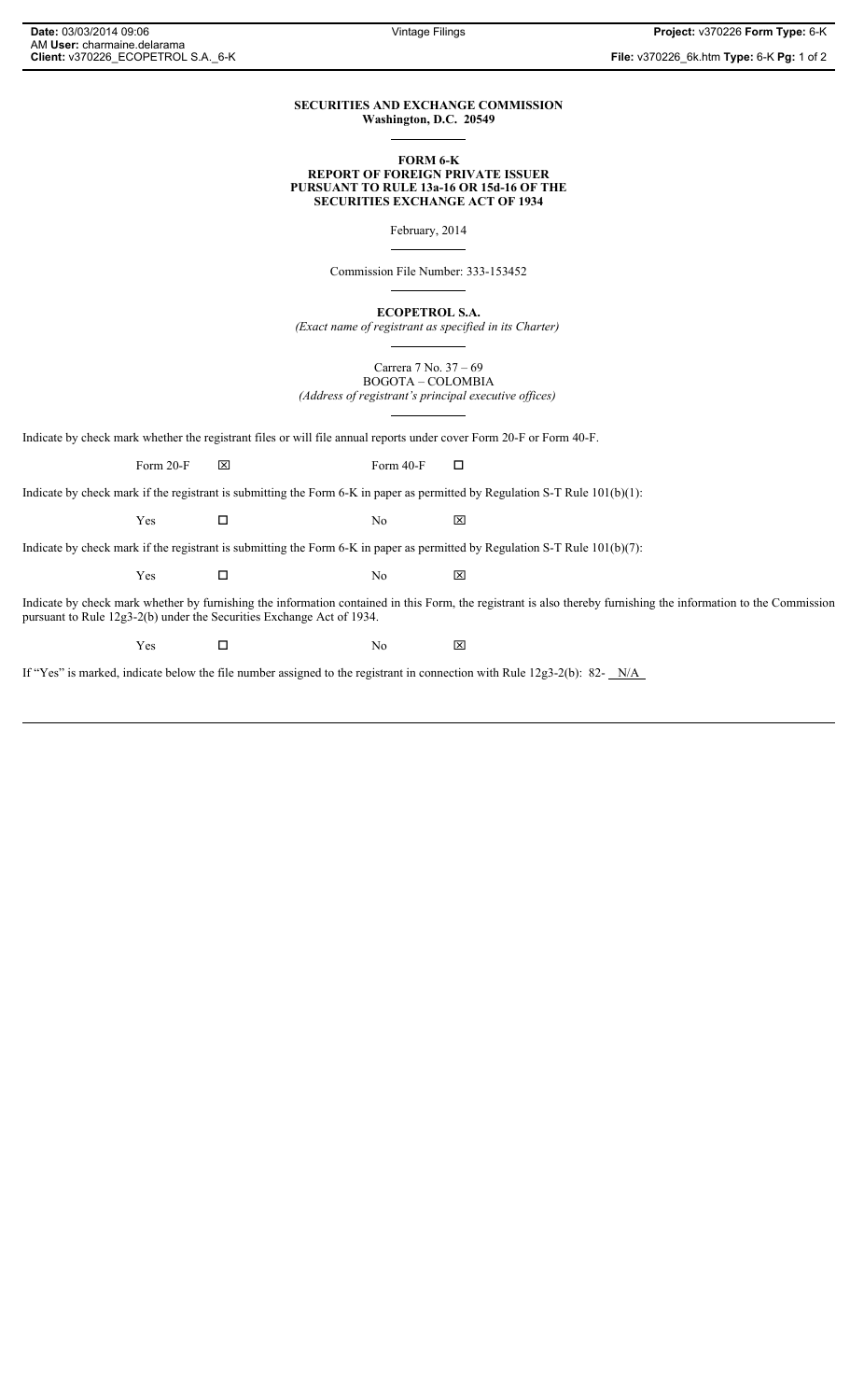**SECURITIES AND EXCHANGE COMMISSION**
**Washington, D.C. 20549**

**FORM 6-K**
**REPORT OF FOREIGN PRIVATE ISSUER**
**PURSUANT TO RULE 13a-16 OR 15d-16 OF THE**
**SECURITIES EXCHANGE ACT OF 1934**

February, 2014

Commission File Number: 333-153452

**ECOPETROL S.A.**
*(Exact name of registrant as specified in its Charter)*

Carrera 7 No. 37 – 69
BOGOTA – COLOMBIA
*(Address of registrant's principal executive offices)*

Indicate by check mark whether the registrant files or will file annual reports under cover Form 20-F or Form 40-F.

Form 20-F ☒ Form 40-F ☐

Indicate by check mark if the registrant is submitting the Form 6-K in paper as permitted by Regulation S-T Rule 101(b)(1):

Yes ☐ No ☒

Indicate by check mark if the registrant is submitting the Form 6-K in paper as permitted by Regulation S-T Rule 101(b)(7):

Yes ☐ No ☒

Indicate by check mark whether by furnishing the information contained in this Form, the registrant is also thereby furnishing the information to the Commission pursuant to Rule 12g3-2(b) under the Securities Exchange Act of 1934.

Yes ☐ No ☒

If "Yes" is marked, indicate below the file number assigned to the registrant in connection with Rule 12g3-2(b): 82- N/A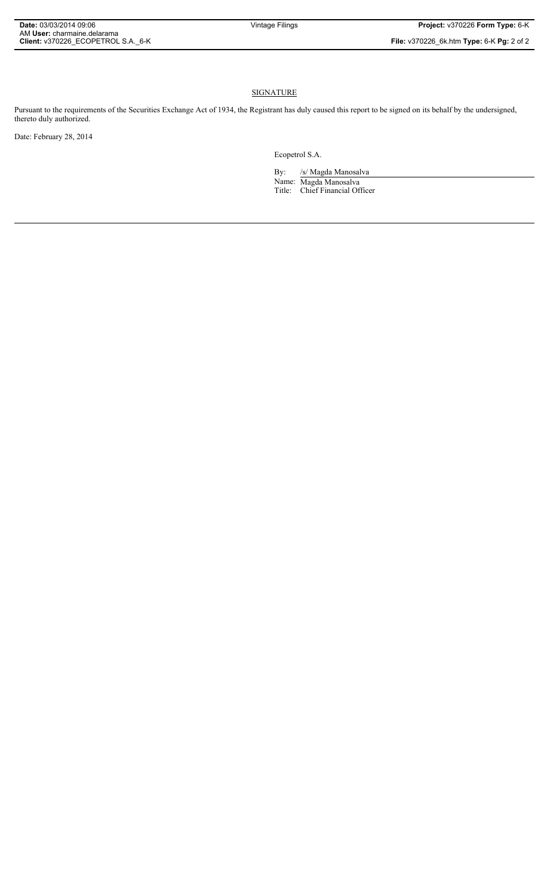## SIGNATURE

Pursuant to the requirements of the Securities Exchange Act of 1934, the Registrant has duly caused this report to be signed on its behalf by the undersigned, thereto duly authorized.

Date: February 28, 2014

Ecopetrol S.A.

By: /s/ Magda Manosalva

Name: Magda Manosalva

Title: Chief Financial Officer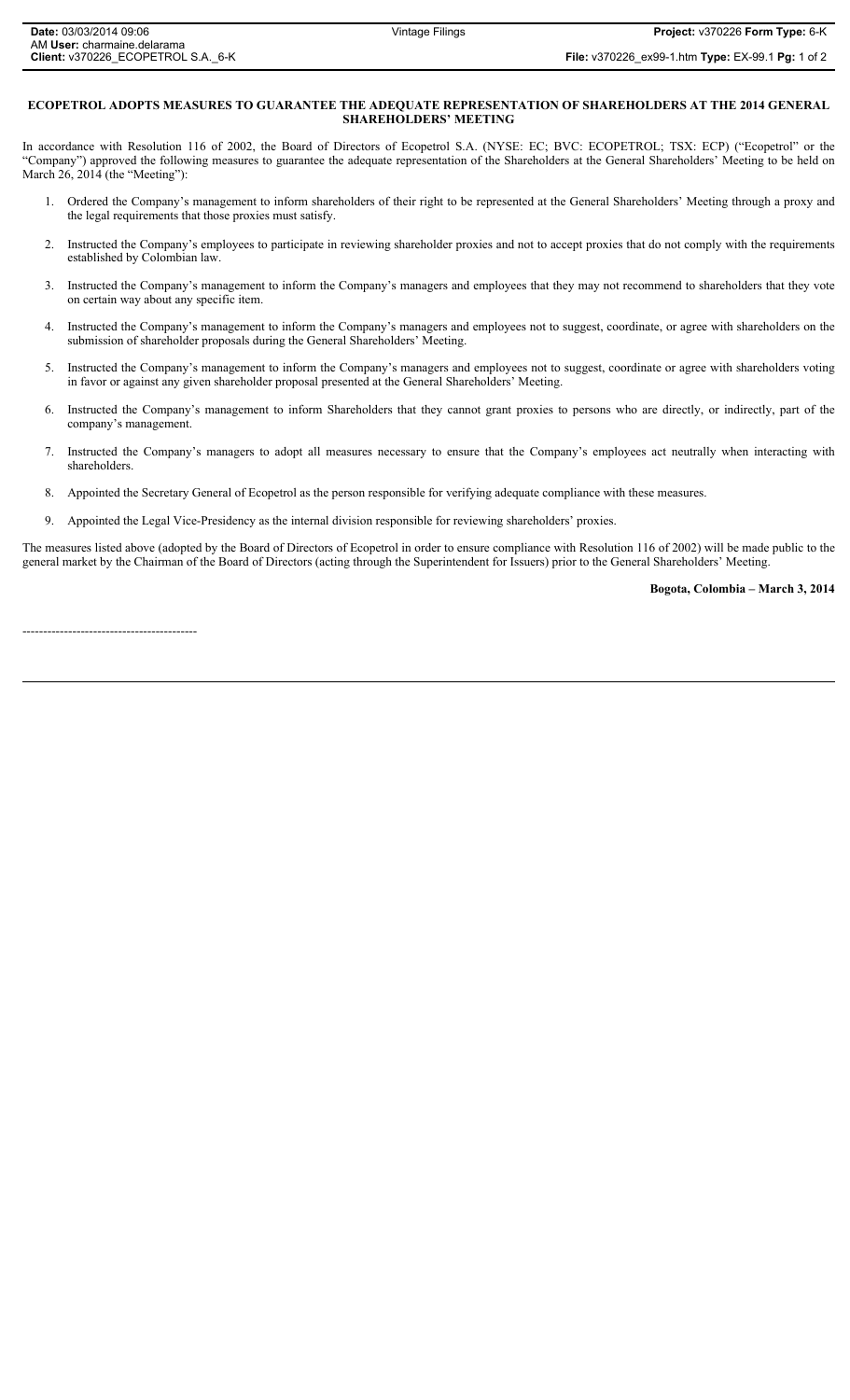**ECOPETROL ADOPTS MEASURES TO GUARANTEE THE ADEQUATE REPRESENTATION OF SHAREHOLDERS AT THE 2014 GENERAL SHAREHOLDERS' MEETING**

In accordance with Resolution 116 of 2002, the Board of Directors of Ecopetrol S.A. (NYSE: EC; BVC: ECOPETROL; TSX: ECP) ("Ecopetrol" or the "Company") approved the following measures to guarantee the adequate representation of the Shareholders at the General Shareholders' Meeting to be held on March 26, 2014 (the "Meeting"):

1. Ordered the Company's management to inform shareholders of their right to be represented at the General Shareholders' Meeting through a proxy and the legal requirements that those proxies must satisfy.
2. Instructed the Company's employees to participate in reviewing shareholder proxies and not to accept proxies that do not comply with the requirements established by Colombian law.
3. Instructed the Company's management to inform the Company's managers and employees that they may not recommend to shareholders that they vote on certain way about any specific item.
4. Instructed the Company's management to inform the Company's managers and employees not to suggest, coordinate, or agree with shareholders on the submission of shareholder proposals during the General Shareholders' Meeting.
5. Instructed the Company's management to inform the Company's managers and employees not to suggest, coordinate or agree with shareholders voting in favor or against any given shareholder proposal presented at the General Shareholders' Meeting.
6. Instructed the Company's management to inform Shareholders that they cannot grant proxies to persons who are directly, or indirectly, part of the company's management.
7. Instructed the Company's managers to adopt all measures necessary to ensure that the Company's employees act neutrally when interacting with shareholders.
8. Appointed the Secretary General of Ecopetrol as the person responsible for verifying adequate compliance with these measures.
9. Appointed the Legal Vice-Presidency as the internal division responsible for reviewing shareholders' proxies.

The measures listed above (adopted by the Board of Directors of Ecopetrol in order to ensure compliance with Resolution 116 of 2002) will be made public to the general market by the Chairman of the Board of Directors (acting through the Superintendent for Issuers) prior to the General Shareholders' Meeting.

**Bogota, Colombia – March 3, 2014**

-----------------------------------------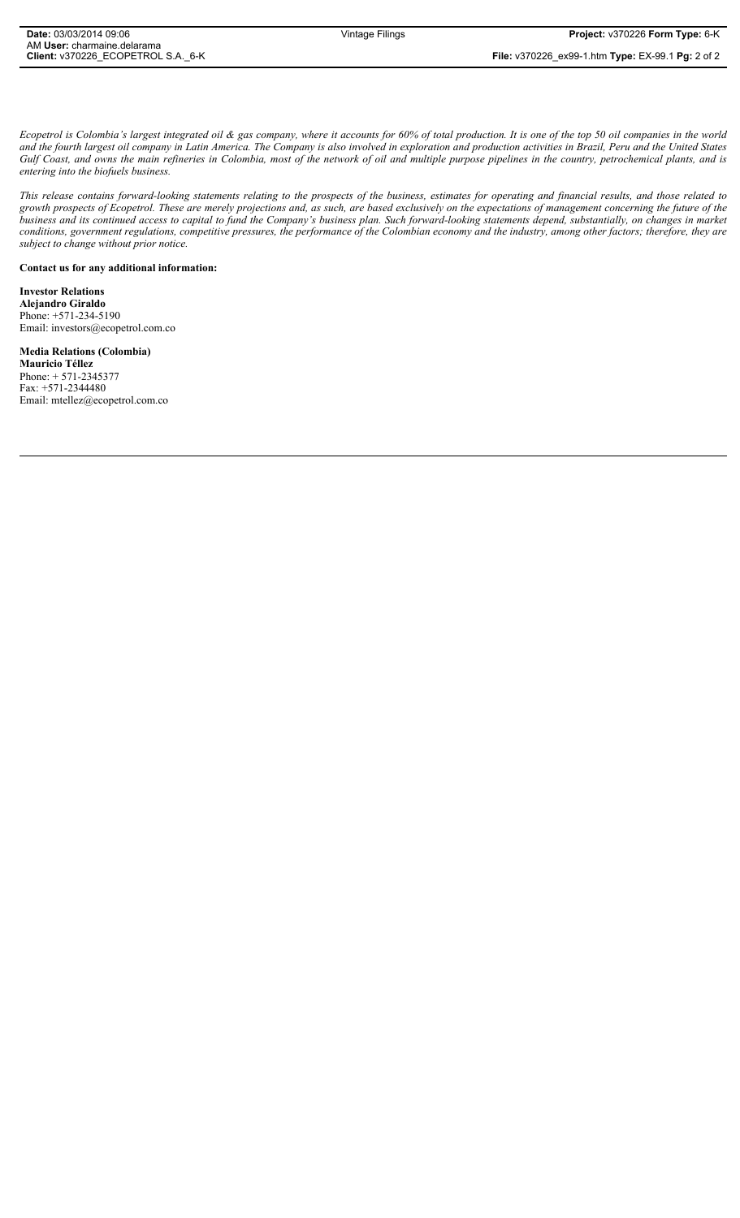*Ecopetrol is Colombia's largest integrated oil & gas company, where it accounts for 60% of total production. It is one of the top 50 oil companies in the world and the fourth largest oil company in Latin America. The Company is also involved in exploration and production activities in Brazil, Peru and the United States Gulf Coast, and owns the main refineries in Colombia, most of the network of oil and multiple purpose pipelines in the country, petrochemical plants, and is entering into the biofuels business.*

*This release contains forward-looking statements relating to the prospects of the business, estimates for operating and financial results, and those related to growth prospects of Ecopetrol. These are merely projections and, as such, are based exclusively on the expectations of management concerning the future of the business and its continued access to capital to fund the Company's business plan. Such forward-looking statements depend, substantially, on changes in market conditions, government regulations, competitive pressures, the performance of the Colombian economy and the industry, among other factors; therefore, they are subject to change without prior notice.*

**Contact us for any additional information:**

**Investor Relations**
**Alejandro Giraldo**
Phone: +571-234-5190
Email: investors@ecopetrol.com.co

**Media Relations (Colombia)**
**Mauricio Téllez**
Phone: + 571-2345377
Fax: +571-2344480
Email: mtellez@ecopetrol.com.co